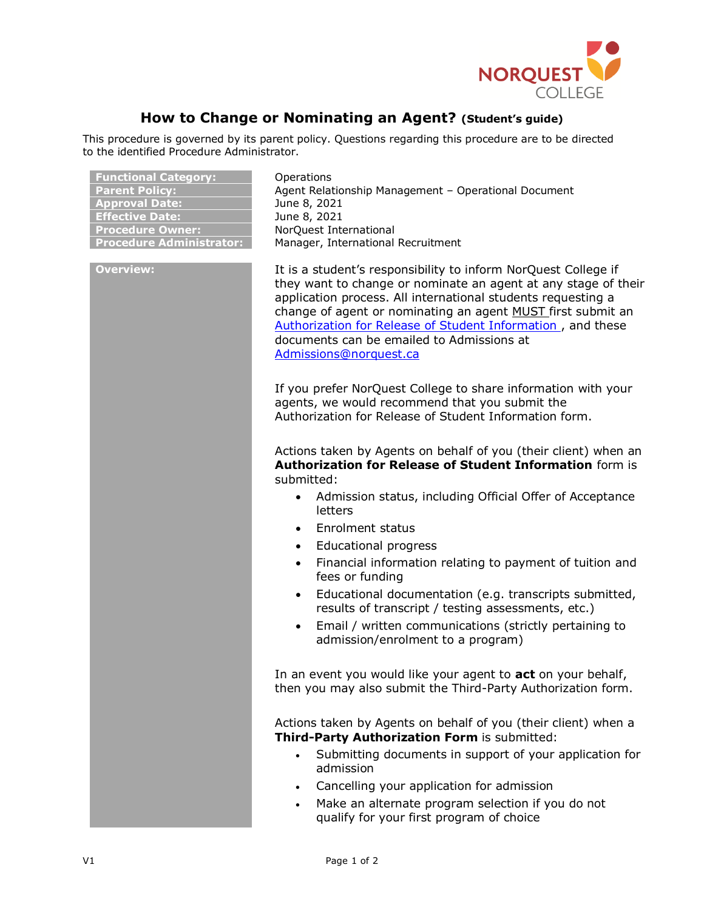# How to Change or Nominating an Agent? (Student's guide)

This procedure is governed by its parent policy. Questions regarding this procedure are to be directed to the identified Procedure Administrator.

| | |
|---|---|
| **Functional Category:** | Operations |
| **Parent Policy:** | Agent Relationship Management – Operational Document |
| **Approval Date:** | June 8, 2021 |
| **Effective Date:** | June 8, 2021 |
| **Procedure Owner:** | NorQuest International |
| **Procedure Administrator:** | Manager, International Recruitment |

**Overview:**

It is a student's responsibility to inform NorQuest College if they want to change or nominate an agent at any stage of their application process. All international students requesting a change of agent or nominating an agent MUST first submit an Authorization for Release of Student Information, and these documents can be emailed to Admissions at Admissions@norquest.ca

If you prefer NorQuest College to share information with your agents, we would recommend that you submit the Authorization for Release of Student Information form.

Actions taken by Agents on behalf of you (their client) when an **Authorization for Release of Student Information** form is submitted:

- Admission status, including Official Offer of Acceptance letters
- Enrolment status
- Educational progress
- Financial information relating to payment of tuition and fees or funding
- Educational documentation (e.g. transcripts submitted, results of transcript / testing assessments, etc.)
- Email / written communications (strictly pertaining to admission/enrolment to a program)

In an event you would like your agent to **act** on your behalf, then you may also submit the Third-Party Authorization form.

Actions taken by Agents on behalf of you (their client) when a **Third-Party Authorization Form** is submitted:

- Submitting documents in support of your application for admission
- Cancelling your application for admission
- Make an alternate program selection if you do not qualify for your first program of choice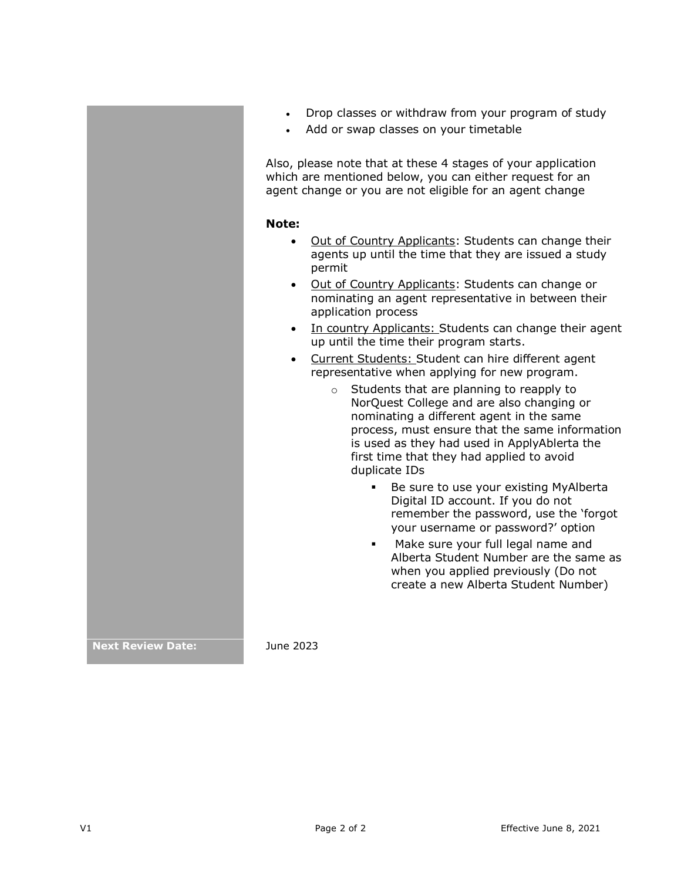- Drop classes or withdraw from your program of study
- Add or swap classes on your timetable

Also, please note that at these 4 stages of your application which are mentioned below, you can either request for an agent change or you are not eligible for an agent change

**Note:**

- Out of Country Applicants: Students can change their agents up until the time that they are issued a study permit
- Out of Country Applicants: Students can change or nominating an agent representative in between their application process
- In country Applicants: Students can change their agent up until the time their program starts.
- Current Students: Student can hire different agent representative when applying for new program.
  - Students that are planning to reapply to NorQuest College and are also changing or nominating a different agent in the same process, must ensure that the same information is used as they had used in ApplyAblerta the first time that they had applied to avoid duplicate IDs
    - Be sure to use your existing MyAlberta Digital ID account. If you do not remember the password, use the 'forgot your username or password?' option
    - Make sure your full legal name and Alberta Student Number are the same as when you applied previously (Do not create a new Alberta Student Number)

**Next Review Date:** June 2023

V1 Effective June 8, 2021